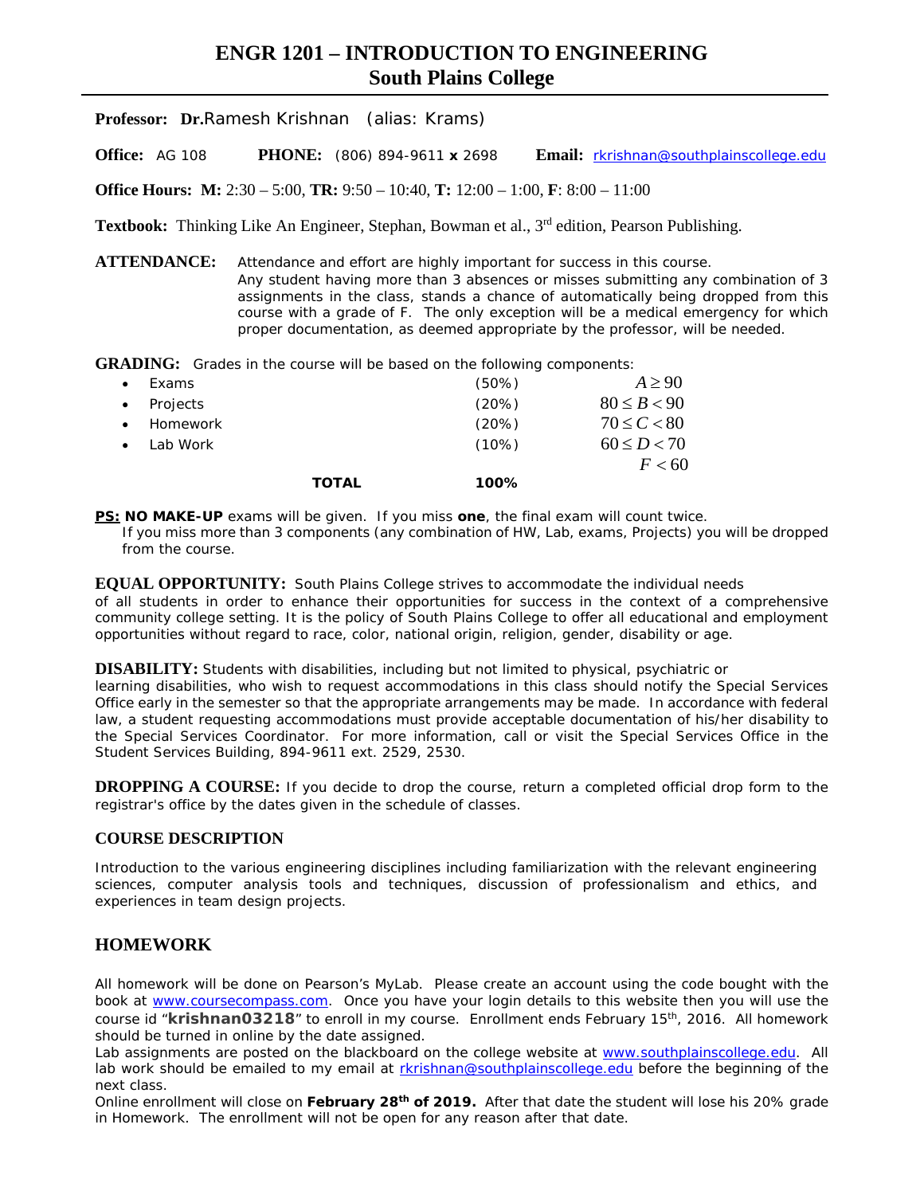# ENGR 1201 – INTRODUCTION TO ENGINEERING
## South Plains College

**Professor:** **Dr.**Ramesh Krishnan (alias: Krams)

**Office:** AG 108 **PHONE:** (806) 894-9611 **x** 2698 **Email:** rkrishnan@southplainscollege.edu

**Office Hours:** **M:** 2:30 – 5:00, **TR:** 9:50 – 10:40, **T:** 12:00 – 1:00, **F**: 8:00 – 11:00

**Textbook:** Thinking Like An Engineer, Stephan, Bowman et al., 3rd edition, Pearson Publishing.

**ATTENDANCE:** Attendance and effort are highly important for success in this course. Any student having more than 3 absences or misses submitting any combination of 3 assignments in the class, stands a chance of automatically being dropped from this course with a grade of F. The only exception will be a medical emergency for which proper documentation, as deemed appropriate by the professor, will be needed.

**GRADING:** Grades in the course will be based on the following components:

| Component | Weight | Grade |
|---|---|---|
| • Exams | (50%) | $A \geq 90$ |
| • Projects | (20%) | $80 \leq B < 90$ |
| • Homework | (20%) | $70 \leq C < 80$ |
| • Lab Work | (10%) | $60 \leq D < 70$ |
| | | $F < 60$ |
| **TOTAL** | **100%** | |

**PS:** **NO MAKE-UP** exams will be given. If you miss **one**, the final exam will count twice.
If you miss more than 3 components (any combination of HW, Lab, exams, Projects) you will be dropped from the course.

**EQUAL OPPORTUNITY:** South Plains College strives to accommodate the individual needs of all students in order to enhance their opportunities for success in the context of a comprehensive community college setting. It is the policy of South Plains College to offer all educational and employment opportunities without regard to race, color, national origin, religion, gender, disability or age.

**DISABILITY:** Students with disabilities, including but not limited to physical, psychiatric or learning disabilities, who wish to request accommodations in this class should notify the Special Services Office early in the semester so that the appropriate arrangements may be made. In accordance with federal law, a student requesting accommodations must provide acceptable documentation of his/her disability to the Special Services Coordinator. For more information, call or visit the Special Services Office in the Student Services Building, 894-9611 ext. 2529, 2530.

**DROPPING A COURSE:** If you decide to drop the course, return a completed official drop form to the registrar's office by the dates given in the schedule of classes.

### COURSE DESCRIPTION

Introduction to the various engineering disciplines including familiarization with the relevant engineering sciences, computer analysis tools and techniques, discussion of professionalism and ethics, and experiences in team design projects.

## HOMEWORK

All homework will be done on Pearson's MyLab. Please create an account using the code bought with the book at www.coursecompass.com. Once you have your login details to this website then you will use the course id "**krishnan03218**" to enroll in my course. Enrollment ends February 15th, 2016. All homework should be turned in online by the date assigned.
Lab assignments are posted on the blackboard on the college website at www.southplainscollege.edu. All lab work should be emailed to my email at rkrishnan@southplainscollege.edu before the beginning of the next class.
Online enrollment will close on **February 28th of 2019.** After that date the student will lose his 20% grade in Homework. The enrollment will not be open for any reason after that date.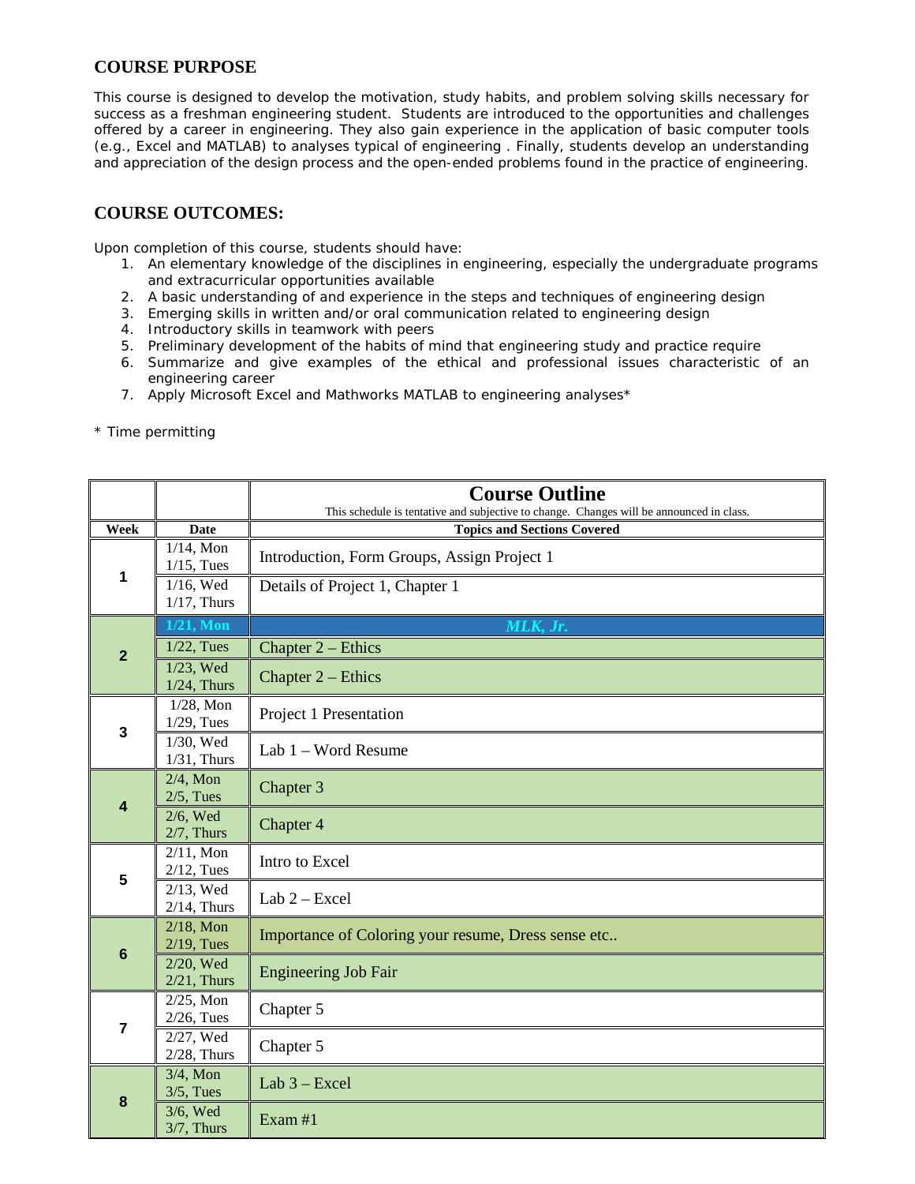## COURSE PURPOSE

This course is designed to develop the motivation, study habits, and problem solving skills necessary for success as a freshman engineering student. Students are introduced to the opportunities and challenges offered by a career in engineering. They also gain experience in the application of basic computer tools (e.g., Excel and MATLAB) to analyses typical of engineering . Finally, students develop an understanding and appreciation of the design process and the open-ended problems found in the practice of engineering.

## COURSE OUTCOMES:

Upon completion of this course, students should have:

1. An elementary knowledge of the disciplines in engineering, especially the undergraduate programs and extracurricular opportunities available
2. A basic understanding of and experience in the steps and techniques of engineering design
3. Emerging skills in written and/or oral communication related to engineering design
4. Introductory skills in teamwork with peers
5. Preliminary development of the habits of mind that engineering study and practice require
6. Summarize and give examples of the ethical and professional issues characteristic of an engineering career
7. Apply Microsoft Excel and Mathworks MATLAB to engineering analyses*

* Time permitting

| | | **Course Outline** This schedule is tentative and subjective to change. Changes will be announced in class. |
|---|---|---|
| **Week** | **Date** | **Topics and Sections Covered** |
| 1 | 1/14, Mon 1/15, Tues | Introduction, Form Groups, Assign Project 1 |
| | 1/16, Wed 1/17, Thurs | Details of Project 1, Chapter 1 |
| 2 | **1/21, Mon** | ***MLK, Jr.*** |
| | 1/22, Tues | Chapter 2 – Ethics |
| | 1/23, Wed 1/24, Thurs | Chapter 2 – Ethics |
| 3 | 1/28, Mon 1/29, Tues | Project 1 Presentation |
| | 1/30, Wed 1/31, Thurs | Lab 1 – Word Resume |
| 4 | 2/4, Mon 2/5, Tues | Chapter 3 |
| | 2/6, Wed 2/7, Thurs | Chapter 4 |
| 5 | 2/11, Mon 2/12, Tues | Intro to Excel |
| | 2/13, Wed 2/14, Thurs | Lab 2 – Excel |
| 6 | 2/18, Mon 2/19, Tues | Importance of Coloring your resume, Dress sense etc.. |
| | 2/20, Wed 2/21, Thurs | Engineering Job Fair |
| 7 | 2/25, Mon 2/26, Tues | Chapter 5 |
| | 2/27, Wed 2/28, Thurs | Chapter 5 |
| 8 | 3/4, Mon 3/5, Tues | Lab 3 – Excel |
| | 3/6, Wed 3/7, Thurs | Exam #1 |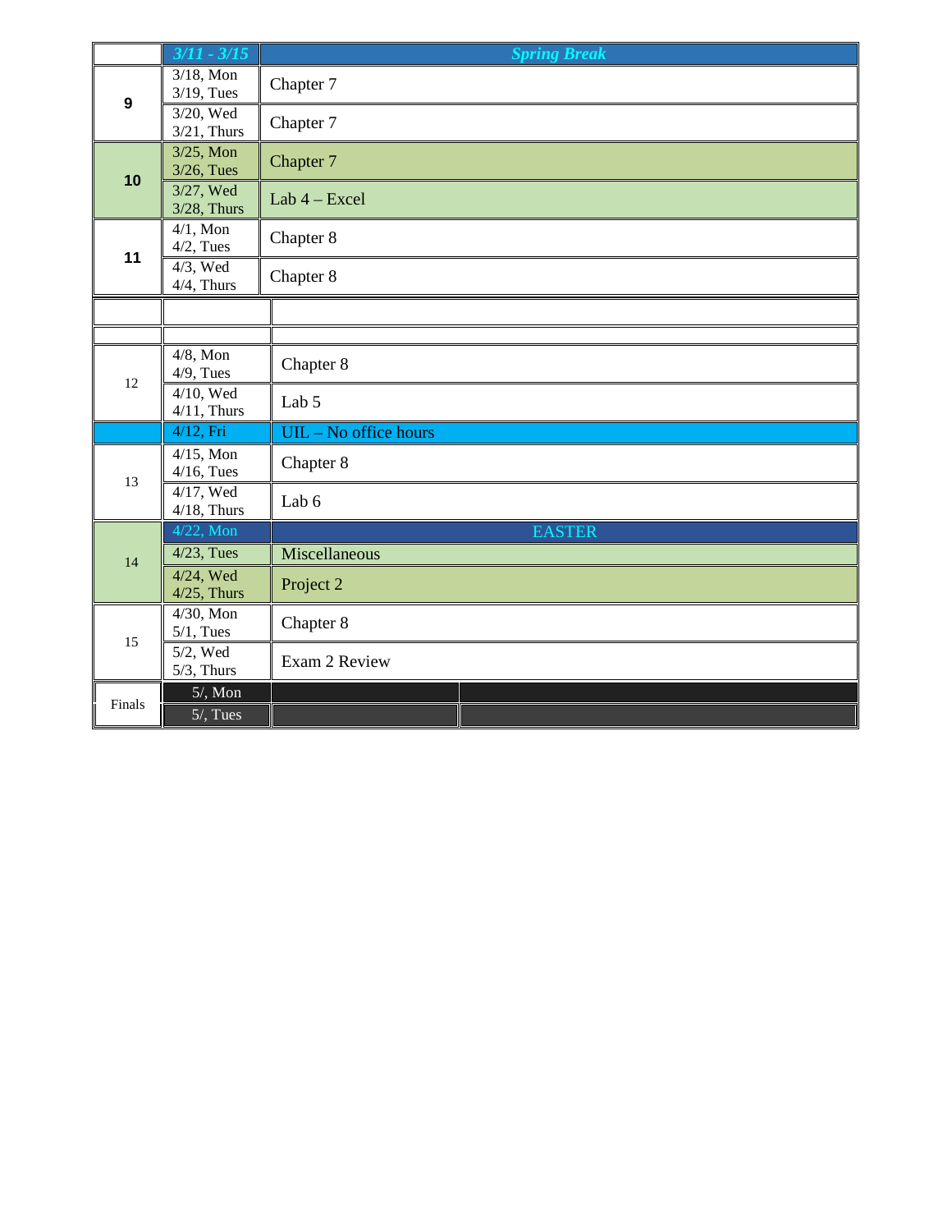| | | |
|---|---|---|
| | *3/11 - 3/15* | *Spring Break* |
| **9** | 3/18, Mon<br>3/19, Tues | Chapter 7 |
| | 3/20, Wed<br>3/21, Thurs | Chapter 7 |
| **10** | 3/25, Mon<br>3/26, Tues | Chapter 7 |
| | 3/27, Wed<br>3/28, Thurs | Lab 4 – Excel |
| **11** | 4/1, Mon<br>4/2, Tues | Chapter 8 |
| | 4/3, Wed<br>4/4, Thurs | Chapter 8 |
| | | |
| | | |
| 12 | 4/8, Mon<br>4/9, Tues | Chapter 8 |
| | 4/10, Wed<br>4/11, Thurs | Lab 5 |
| | 4/12, Fri | UIL – No office hours |
| 13 | 4/15, Mon<br>4/16, Tues | Chapter 8 |
| | 4/17, Wed<br>4/18, Thurs | Lab 6 |
| 14 | 4/22, Mon | EASTER |
| | 4/23, Tues | Miscellaneous |
| | 4/24, Wed<br>4/25, Thurs | Project 2 |
| 15 | 4/30, Mon<br>5/1, Tues | Chapter 8 |
| | 5/2, Wed<br>5/3, Thurs | Exam 2 Review |
| Finals | 5/, Mon | |
| | 5/, Tues | |